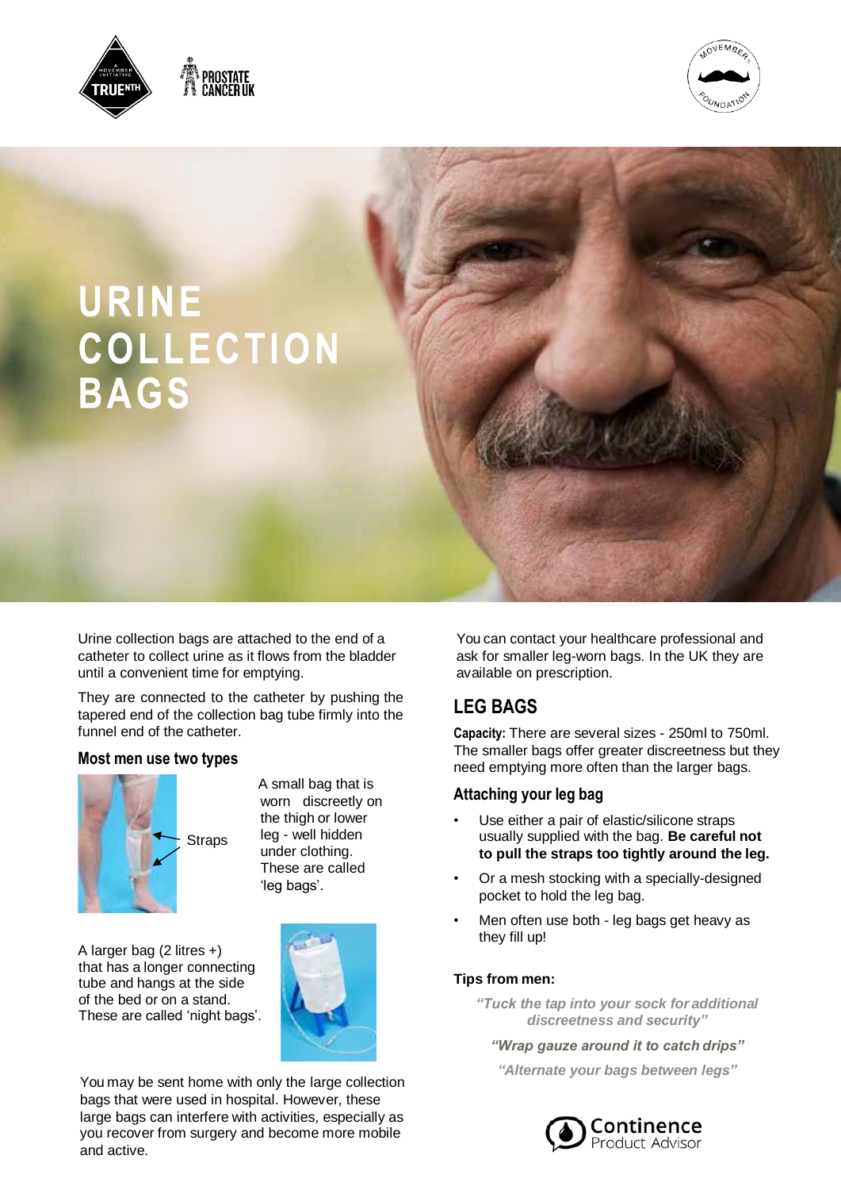# URINE COLLECTION BAGS

Urine collection bags are attached to the end of a catheter to collect urine as it flows from the bladder until a convenient time for emptying.

They are connected to the catheter by pushing the tapered end of the collection bag tube firmly into the funnel end of the catheter.

### Most men use two types

Straps

A small bag that is worn discreetly on the thigh or lower leg - well hidden under clothing. These are called 'leg bags'.

A larger bag (2 litres +) that has a longer connecting tube and hangs at the side of the bed or on a stand. These are called 'night bags'.

You may be sent home with only the large collection bags that were used in hospital. However, these large bags can interfere with activities, especially as you recover from surgery and become more mobile and active.

You can contact your healthcare professional and ask for smaller leg-worn bags. In the UK they are available on prescription.

## LEG BAGS

**Capacity:** There are several sizes - 250ml to 750ml. The smaller bags offer greater discreetness but they need emptying more often than the larger bags.

### Attaching your leg bag

- Use either a pair of elastic/silicone straps usually supplied with the bag. **Be careful not to pull the straps too tightly around the leg.**
- Or a mesh stocking with a specially-designed pocket to hold the leg bag.
- Men often use both - leg bags get heavy as they fill up!

**Tips from men:**

*"Tuck the tap into your sock for additional discreetness and security"*

*"Wrap gauze around it to catch drips"*

*"Alternate your bags between legs"*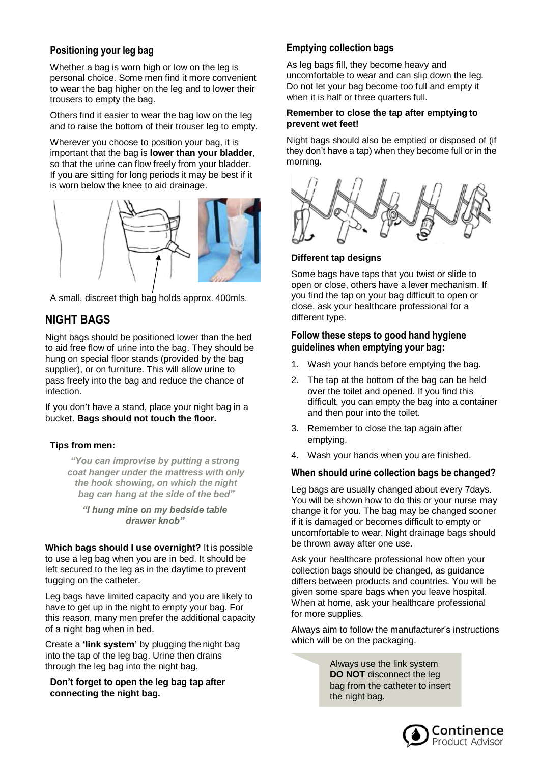### Positioning your leg bag

Whether a bag is worn high or low on the leg is personal choice. Some men find it more convenient to wear the bag higher on the leg and to lower their trousers to empty the bag.

Others find it easier to wear the bag low on the leg and to raise the bottom of their trouser leg to empty.

Wherever you choose to position your bag, it is important that the bag is **lower than your bladder**, so that the urine can flow freely from your bladder. If you are sitting for long periods it may be best if it is worn below the knee to aid drainage.

A small, discreet thigh bag holds approx. 400mls.

## NIGHT BAGS

Night bags should be positioned lower than the bed to aid free flow of urine into the bag. They should be hung on special floor stands (provided by the bag supplier), or on furniture. This will allow urine to pass freely into the bag and reduce the chance of infection.

If you don't have a stand, place your night bag in a bucket. **Bags should not touch the floor.**

**Tips from men:**

***"You can improvise by putting a strong coat hanger under the mattress with only the hook showing, on which the night bag can hang at the side of the bed"***

***"I hung mine on my bedside table drawer knob"***

**Which bags should I use overnight?** It is possible to use a leg bag when you are in bed. It should be left secured to the leg as in the daytime to prevent tugging on the catheter.

Leg bags have limited capacity and you are likely to have to get up in the night to empty your bag. For this reason, many men prefer the additional capacity of a night bag when in bed.

Create a **'link system'** by plugging the night bag into the tap of the leg bag. Urine then drains through the leg bag into the night bag.

**Don't forget to open the leg bag tap after connecting the night bag.**

### Emptying collection bags

As leg bags fill, they become heavy and uncomfortable to wear and can slip down the leg. Do not let your bag become too full and empty it when it is half or three quarters full.

**Remember to close the tap after emptying to prevent wet feet!**

Night bags should also be emptied or disposed of (if they don't have a tap) when they become full or in the morning.

**Different tap designs**

Some bags have taps that you twist or slide to open or close, others have a lever mechanism. If you find the tap on your bag difficult to open or close, ask your healthcare professional for a different type.

### Follow these steps to good hand hygiene guidelines when emptying your bag:

1. Wash your hands before emptying the bag.
2. The tap at the bottom of the bag can be held over the toilet and opened. If you find this difficult, you can empty the bag into a container and then pour into the toilet.
3. Remember to close the tap again after emptying.
4. Wash your hands when you are finished.

### When should urine collection bags be changed?

Leg bags are usually changed about every 7days. You will be shown how to do this or your nurse may change it for you. The bag may be changed sooner if it is damaged or becomes difficult to empty or uncomfortable to wear. Night drainage bags should be thrown away after one use.

Ask your healthcare professional how often your collection bags should be changed, as guidance differs between products and countries. You will be given some spare bags when you leave hospital. When at home, ask your healthcare professional for more supplies.

Always aim to follow the manufacturer's instructions which will be on the packaging.

Always use the link system **DO NOT** disconnect the leg bag from the catheter to insert the night bag.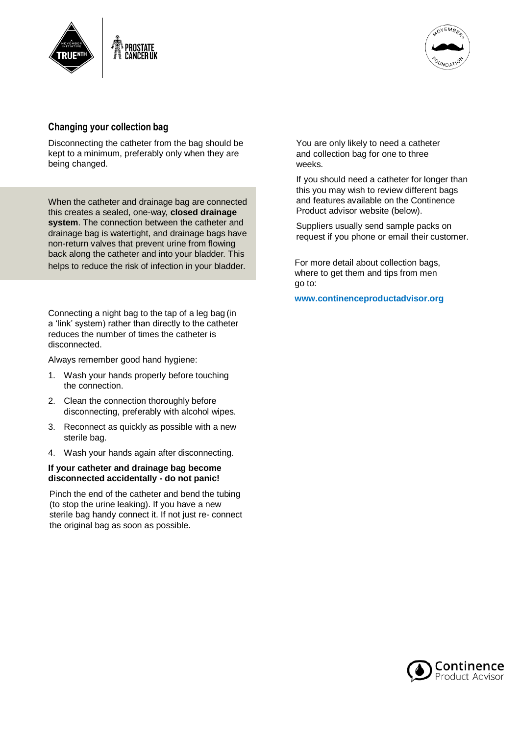## Changing your collection bag

Disconnecting the catheter from the bag should be kept to a minimum, preferably only when they are being changed.

When the catheter and drainage bag are connected this creates a sealed, one-way, **closed drainage system**. The connection between the catheter and drainage bag is watertight, and drainage bags have non-return valves that prevent urine from flowing back along the catheter and into your bladder. This helps to reduce the risk of infection in your bladder.

Connecting a night bag to the tap of a leg bag (in a 'link' system) rather than directly to the catheter reduces the number of times the catheter is disconnected.

Always remember good hand hygiene:

1. Wash your hands properly before touching the connection.
2. Clean the connection thoroughly before disconnecting, preferably with alcohol wipes.
3. Reconnect as quickly as possible with a new sterile bag.
4. Wash your hands again after disconnecting.

**If your catheter and drainage bag become disconnected accidentally - do not panic!**

Pinch the end of the catheter and bend the tubing (to stop the urine leaking). If you have a new sterile bag handy connect it. If not just re- connect the original bag as soon as possible.

You are only likely to need a catheter and collection bag for one to three weeks.

If you should need a catheter for longer than this you may wish to review different bags and features available on the Continence Product advisor website (below).

Suppliers usually send sample packs on request if you phone or email their customer.

For more detail about collection bags, where to get them and tips from men go to:

**www.continenceproductadvisor.org**